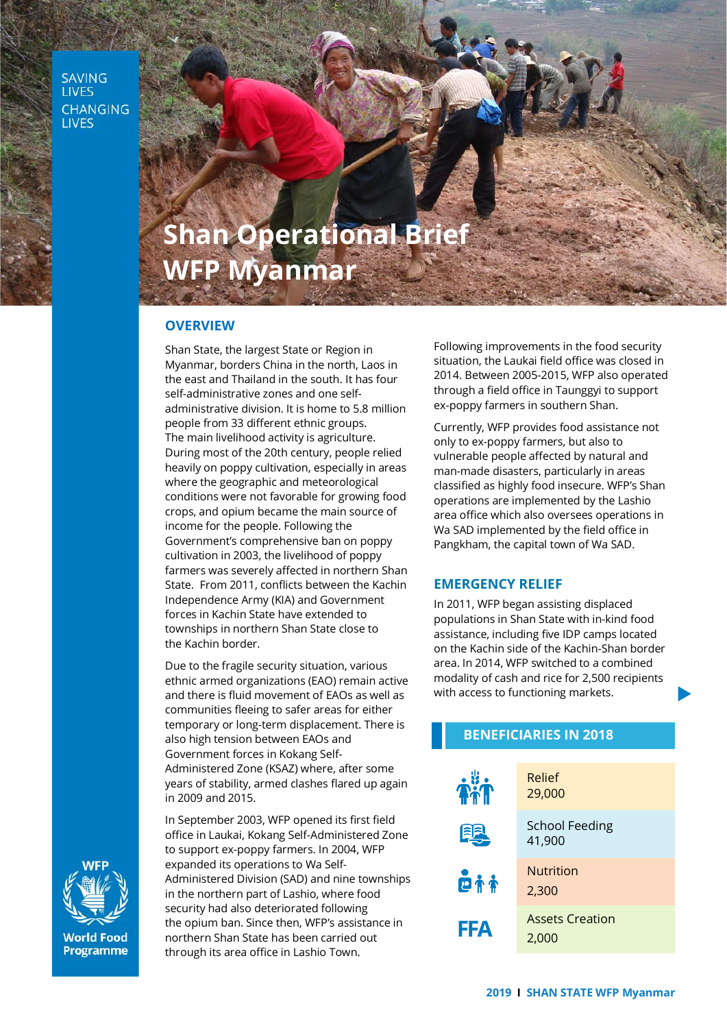SAVING LIVES CHANGING LIVES

# Shan Operational Brief WFP Myanmar

## OVERVIEW

Shan State, the largest State or Region in Myanmar, borders China in the north, Laos in the east and Thailand in the south. It has four self-administrative zones and one self-administrative division. It is home to 5.8 million people from 33 different ethnic groups. The main livelihood activity is agriculture. During most of the 20th century, people relied heavily on poppy cultivation, especially in areas where the geographic and meteorological conditions were not favorable for growing food crops, and opium became the main source of income for the people. Following the Government's comprehensive ban on poppy cultivation in 2003, the livelihood of poppy farmers was severely affected in northern Shan State. From 2011, conflicts between the Kachin Independence Army (KIA) and Government forces in Kachin State have extended to townships in northern Shan State close to the Kachin border.

Due to the fragile security situation, various ethnic armed organizations (EAO) remain active and there is fluid movement of EAOs as well as communities fleeing to safer areas for either temporary or long-term displacement. There is also high tension between EAOs and Government forces in Kokang Self-Administered Zone (KSAZ) where, after some years of stability, armed clashes flared up again in 2009 and 2015.

In September 2003, WFP opened its first field office in Laukai, Kokang Self-Administered Zone to support ex-poppy farmers. In 2004, WFP expanded its operations to Wa Self-Administered Division (SAD) and nine townships in the northern part of Lashio, where food security had also deteriorated following the opium ban. Since then, WFP's assistance in northern Shan State has been carried out through its area office in Lashio Town.

Following improvements in the food security situation, the Laukai field office was closed in 2014. Between 2005-2015, WFP also operated through a field office in Taunggyi to support ex-poppy farmers in southern Shan.

Currently, WFP provides food assistance not only to ex-poppy farmers, but also to vulnerable people affected by natural and man-made disasters, particularly in areas classified as highly food insecure. WFP's Shan operations are implemented by the Lashio area office which also oversees operations in Wa SAD implemented by the field office in Pangkham, the capital town of Wa SAD.

## EMERGENCY RELIEF

In 2011, WFP began assisting displaced populations in Shan State with in-kind food assistance, including five IDP camps located on the Kachin side of the Kachin-Shan border area. In 2014, WFP switched to a combined modality of cash and rice for 2,500 recipients with access to functioning markets.

### BENEFICIARIES IN 2018

| Programme | Beneficiaries |
|---|---|
| Relief | 29,000 |
| School Feeding | 41,900 |
| Nutrition | 2,300 |
| FFA – Assets Creation | 2,000 |

WFP World Food Programme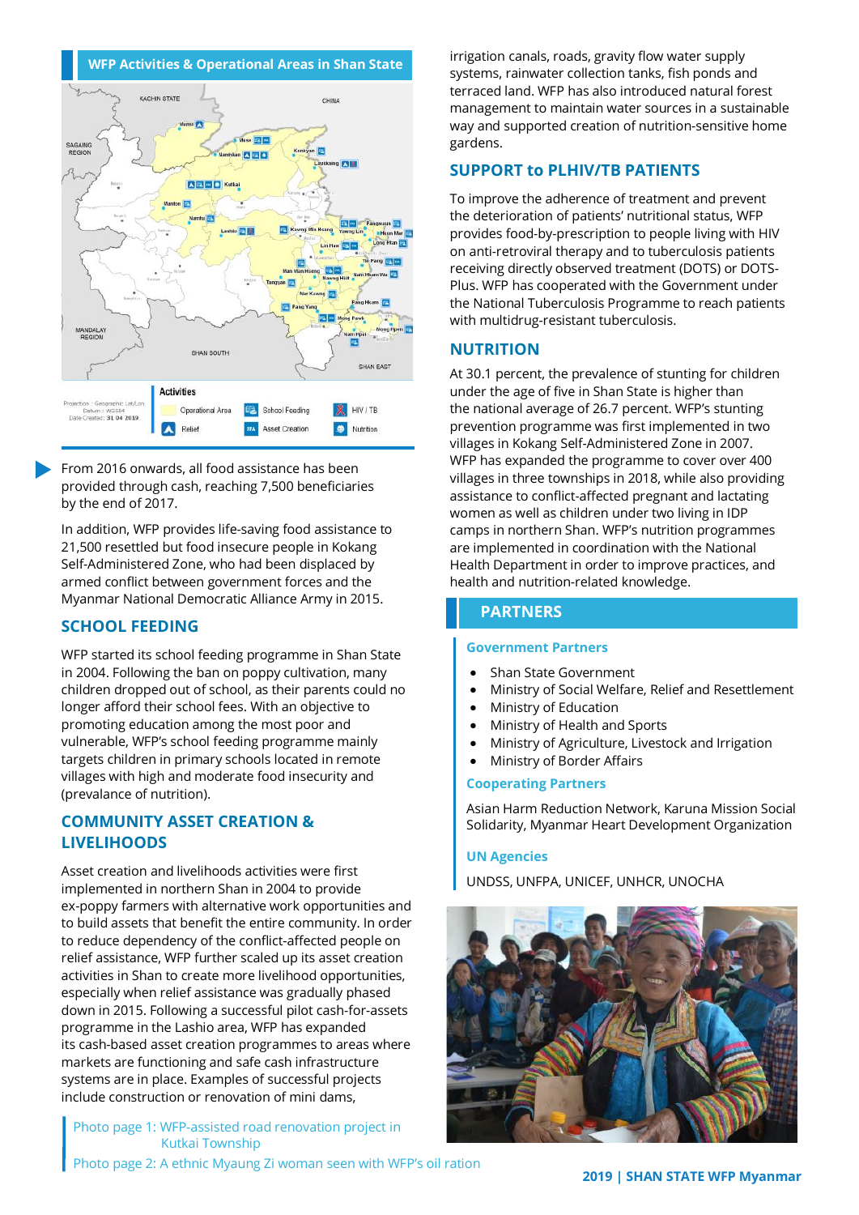## WFP Activities & Operational Areas in Shan State

KACHIN STATE
CHINA
SAGAING REGION
MANDALAY REGION
SHAN SOUTH
SHAN EAST

Activities
Operational Area
School Feeding
HIV / TB
Relief
Asset Creation
Nutrition

Projection : Geographic Lat/Lon
Datum : WGS84
Date Created: 31 04 2019

From 2016 onwards, all food assistance has been provided through cash, reaching 7,500 beneficiaries by the end of 2017.

In addition, WFP provides life-saving food assistance to 21,500 resettled but food insecure people in Kokang Self-Administered Zone, who had been displaced by armed conflict between government forces and the Myanmar National Democratic Alliance Army in 2015.

## SCHOOL FEEDING

WFP started its school feeding programme in Shan State in 2004. Following the ban on poppy cultivation, many children dropped out of school, as their parents could no longer afford their school fees. With an objective to promoting education among the most poor and vulnerable, WFP's school feeding programme mainly targets children in primary schools located in remote villages with high and moderate food insecurity and (prevalance of nutrition).

## COMMUNITY ASSET CREATION & LIVELIHOODS

Asset creation and livelihoods activities were first implemented in northern Shan in 2004 to provide ex-poppy farmers with alternative work opportunities and to build assets that benefit the entire community. In order to reduce dependency of the conflict-affected people on relief assistance, WFP further scaled up its asset creation activities in Shan to create more livelihood opportunities, especially when relief assistance was gradually phased down in 2015. Following a successful pilot cash-for-assets programme in the Lashio area, WFP has expanded its cash-based asset creation programmes to areas where markets are functioning and safe cash infrastructure systems are in place. Examples of successful projects include construction or renovation of mini dams, irrigation canals, roads, gravity flow water supply systems, rainwater collection tanks, fish ponds and terraced land. WFP has also introduced natural forest management to maintain water sources in a sustainable way and supported creation of nutrition-sensitive home gardens.

## SUPPORT to PLHIV/TB PATIENTS

To improve the adherence of treatment and prevent the deterioration of patients' nutritional status, WFP provides food-by-prescription to people living with HIV on anti-retroviral therapy and to tuberculosis patients receiving directly observed treatment (DOTS) or DOTS-Plus. WFP has cooperated with the Government under the National Tuberculosis Programme to reach patients with multidrug-resistant tuberculosis.

## NUTRITION

At 30.1 percent, the prevalence of stunting for children under the age of five in Shan State is higher than the national average of 26.7 percent. WFP's stunting prevention programme was first implemented in two villages in Kokang Self-Administered Zone in 2007. WFP has expanded the programme to cover over 400 villages in three townships in 2018, while also providing assistance to conflict-affected pregnant and lactating women as well as children under two living in IDP camps in northern Shan. WFP's nutrition programmes are implemented in coordination with the National Health Department in order to improve practices, and health and nutrition-related knowledge.

## PARTNERS

### Government Partners

- Shan State Government
- Ministry of Social Welfare, Relief and Resettlement
- Ministry of Education
- Ministry of Health and Sports
- Ministry of Agriculture, Livestock and Irrigation
- Ministry of Border Affairs

### Cooperating Partners

Asian Harm Reduction Network, Karuna Mission Social Solidarity, Myanmar Heart Development Organization

### UN Agencies

UNDSS, UNFPA, UNICEF, UNHCR, UNOCHA

Photo page 1: WFP-assisted road renovation project in Kutkai Township
Photo page 2: A ethnic Myaung Zi woman seen with WFP's oil ration